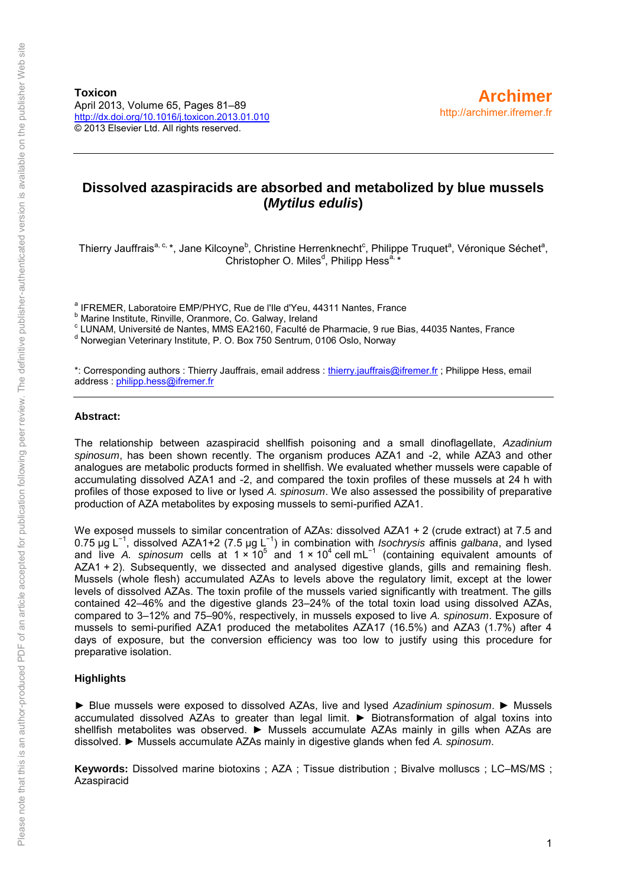**Toxicon**
April 2013, Volume 65, Pages 81–89
http://dx.doi.org/10.1016/j.toxicon.2013.01.010
© 2013 Elsevier Ltd. All rights reserved.

**Archimer**
http://archimer.ifremer.fr

# Dissolved azaspiracids are absorbed and metabolized by blue mussels (*Mytilus edulis*)

Thierry Jauffrais[a, c, *], Jane Kilcoyne[b], Christine Herrenknecht[c], Philippe Truquet[a], Véronique Séchet[a], Christopher O. Miles[d], Philipp Hess[a, *]

[a] IFREMER, Laboratoire EMP/PHYC, Rue de l'Ile d'Yeu, 44311 Nantes, France
[b] Marine Institute, Rinville, Oranmore, Co. Galway, Ireland
[c] LUNAM, Université de Nantes, MMS EA2160, Faculté de Pharmacie, 9 rue Bias, 44035 Nantes, France
[d] Norwegian Veterinary Institute, P. O. Box 750 Sentrum, 0106 Oslo, Norway

*: Corresponding authors : Thierry Jauffrais, email address : thierry.jauffrais@ifremer.fr ; Philippe Hess, email address : philipp.hess@ifremer.fr

**Abstract:**

The relationship between azaspiracid shellfish poisoning and a small dinoflagellate, *Azadinium spinosum*, has been shown recently. The organism produces AZA1 and -2, while AZA3 and other analogues are metabolic products formed in shellfish. We evaluated whether mussels were capable of accumulating dissolved AZA1 and -2, and compared the toxin profiles of these mussels at 24 h with profiles of those exposed to live or lysed *A. spinosum*. We also assessed the possibility of preparative production of AZA metabolites by exposing mussels to semi-purified AZA1.

We exposed mussels to similar concentration of AZAs: dissolved AZA1 + 2 (crude extract) at 7.5 and 0.75 μg $L^{-1}$, dissolved AZA1+2 (7.5 μg $L^{-1}$) in combination with *Isochrysis* affinis *galbana*, and lysed and live *A. spinosum* cells at $1 \times 10^5$ and $1 \times 10^4$ cell $mL^{-1}$ (containing equivalent amounts of AZA1 + 2). Subsequently, we dissected and analysed digestive glands, gills and remaining flesh. Mussels (whole flesh) accumulated AZAs to levels above the regulatory limit, except at the lower levels of dissolved AZAs. The toxin profile of the mussels varied significantly with treatment. The gills contained 42–46% and the digestive glands 23–24% of the total toxin load using dissolved AZAs, compared to 3–12% and 75–90%, respectively, in mussels exposed to live *A. spinosum*. Exposure of mussels to semi-purified AZA1 produced the metabolites AZA17 (16.5%) and AZA3 (1.7%) after 4 days of exposure, but the conversion efficiency was too low to justify using this procedure for preparative isolation.

**Highlights**

► Blue mussels were exposed to dissolved AZAs, live and lysed *Azadinium spinosum*. ► Mussels accumulated dissolved AZAs to greater than legal limit. ► Biotransformation of algal toxins into shellfish metabolites was observed. ► Mussels accumulate AZAs mainly in gills when AZAs are dissolved. ► Mussels accumulate AZAs mainly in digestive glands when fed *A. spinosum*.

**Keywords:** Dissolved marine biotoxins ; AZA ; Tissue distribution ; Bivalve molluscs ; LC–MS/MS ; Azaspiracid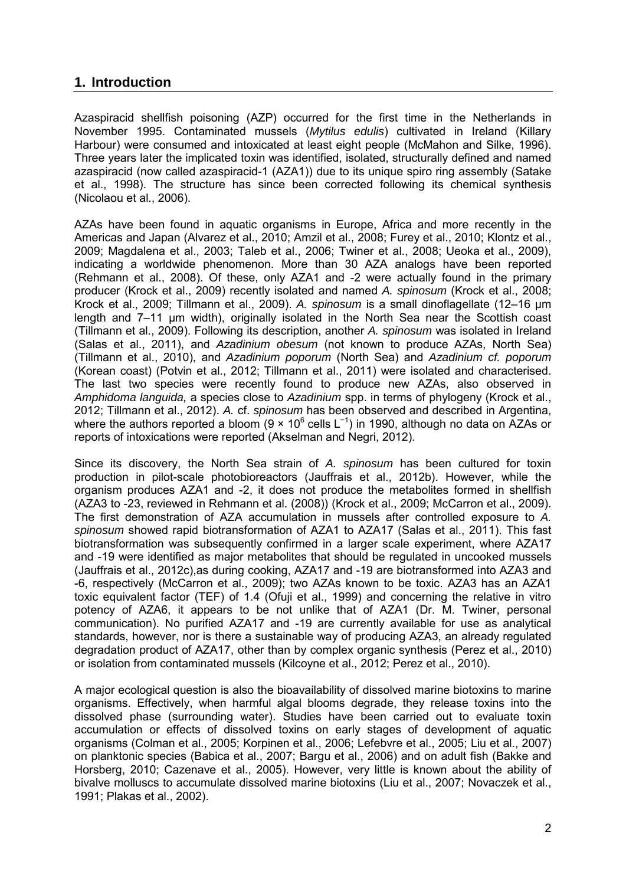## 1. Introduction

Azaspiracid shellfish poisoning (AZP) occurred for the first time in the Netherlands in November 1995. Contaminated mussels (*Mytilus edulis*) cultivated in Ireland (Killary Harbour) were consumed and intoxicated at least eight people (McMahon and Silke, 1996). Three years later the implicated toxin was identified, isolated, structurally defined and named azaspiracid (now called azaspiracid-1 (AZA1)) due to its unique spiro ring assembly (Satake et al., 1998). The structure has since been corrected following its chemical synthesis (Nicolaou et al., 2006).

AZAs have been found in aquatic organisms in Europe, Africa and more recently in the Americas and Japan (Alvarez et al., 2010; Amzil et al., 2008; Furey et al., 2010; Klontz et al., 2009; Magdalena et al., 2003; Taleb et al., 2006; Twiner et al., 2008; Ueoka et al., 2009), indicating a worldwide phenomenon. More than 30 AZA analogs have been reported (Rehmann et al., 2008). Of these, only AZA1 and -2 were actually found in the primary producer (Krock et al., 2009) recently isolated and named *A. spinosum* (Krock et al., 2008; Krock et al., 2009; Tillmann et al., 2009). *A. spinosum* is a small dinoflagellate (12–16 µm length and 7–11 µm width), originally isolated in the North Sea near the Scottish coast (Tillmann et al., 2009). Following its description, another *A. spinosum* was isolated in Ireland (Salas et al., 2011), and *Azadinium obesum* (not known to produce AZAs, North Sea) (Tillmann et al., 2010), and *Azadinium poporum* (North Sea) and *Azadinium cf. poporum* (Korean coast) (Potvin et al., 2012; Tillmann et al., 2011) were isolated and characterised. The last two species were recently found to produce new AZAs, also observed in *Amphidoma languida,* a species close to *Azadinium* spp. in terms of phylogeny (Krock et al., 2012; Tillmann et al., 2012). *A.* cf. *spinosum* has been observed and described in Argentina, where the authors reported a bloom ($9 \times 10^6$ cells $L^{-1}$) in 1990, although no data on AZAs or reports of intoxications were reported (Akselman and Negri, 2012).

Since its discovery, the North Sea strain of *A. spinosum* has been cultured for toxin production in pilot-scale photobioreactors (Jauffrais et al., 2012b). However, while the organism produces AZA1 and -2, it does not produce the metabolites formed in shellfish (AZA3 to -23, reviewed in Rehmann et al. (2008)) (Krock et al., 2009; McCarron et al., 2009). The first demonstration of AZA accumulation in mussels after controlled exposure to *A. spinosum* showed rapid biotransformation of AZA1 to AZA17 (Salas et al., 2011). This fast biotransformation was subsequently confirmed in a larger scale experiment, where AZA17 and -19 were identified as major metabolites that should be regulated in uncooked mussels (Jauffrais et al., 2012c),as during cooking, AZA17 and -19 are biotransformed into AZA3 and -6, respectively (McCarron et al., 2009); two AZAs known to be toxic. AZA3 has an AZA1 toxic equivalent factor (TEF) of 1.4 (Ofuji et al., 1999) and concerning the relative in vitro potency of AZA6, it appears to be not unlike that of AZA1 (Dr. M. Twiner, personal communication). No purified AZA17 and -19 are currently available for use as analytical standards, however, nor is there a sustainable way of producing AZA3, an already regulated degradation product of AZA17, other than by complex organic synthesis (Perez et al., 2010) or isolation from contaminated mussels (Kilcoyne et al., 2012; Perez et al., 2010).

A major ecological question is also the bioavailability of dissolved marine biotoxins to marine organisms. Effectively, when harmful algal blooms degrade, they release toxins into the dissolved phase (surrounding water). Studies have been carried out to evaluate toxin accumulation or effects of dissolved toxins on early stages of development of aquatic organisms (Colman et al., 2005; Korpinen et al., 2006; Lefebvre et al., 2005; Liu et al., 2007) on planktonic species (Babica et al., 2007; Bargu et al., 2006) and on adult fish (Bakke and Horsberg, 2010; Cazenave et al., 2005). However, very little is known about the ability of bivalve molluscs to accumulate dissolved marine biotoxins (Liu et al., 2007; Novaczek et al., 1991; Plakas et al., 2002).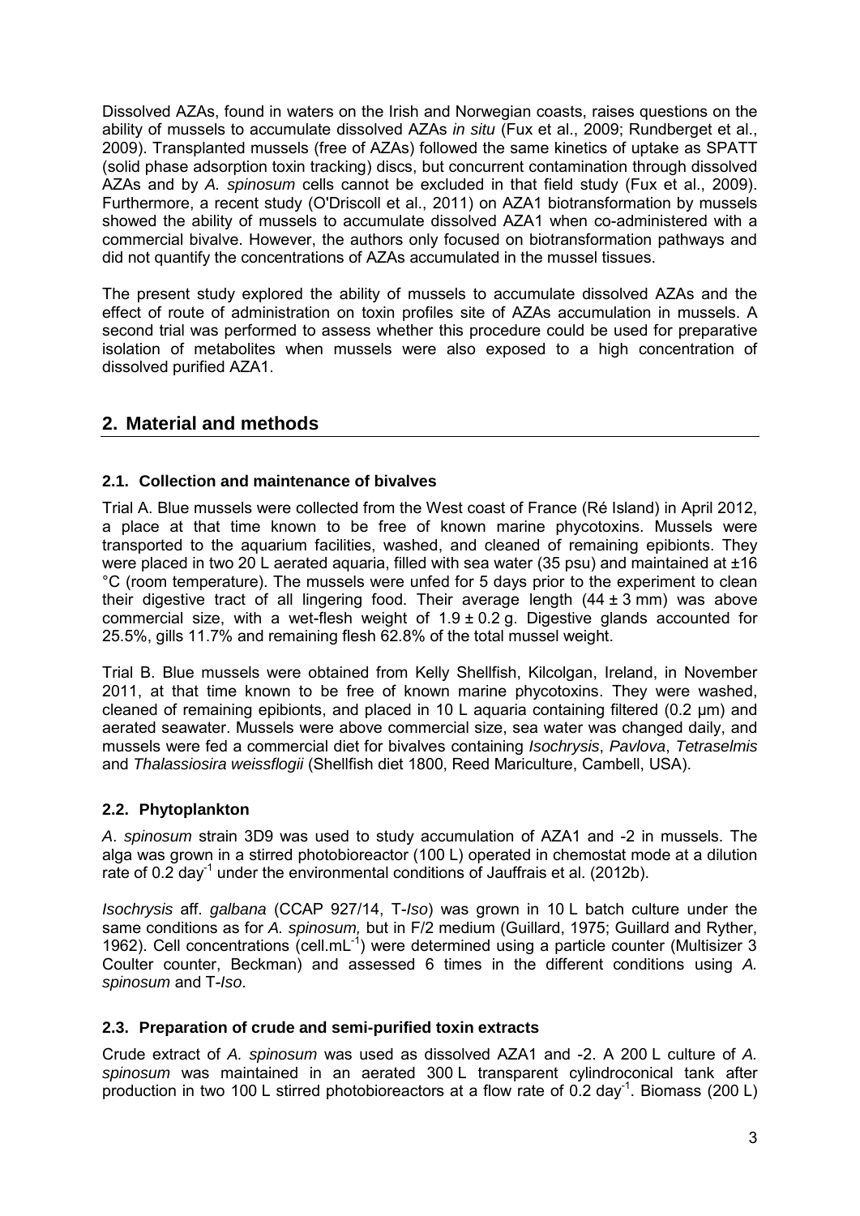Dissolved AZAs, found in waters on the Irish and Norwegian coasts, raises questions on the ability of mussels to accumulate dissolved AZAs *in situ* (Fux et al., 2009; Rundberget et al., 2009). Transplanted mussels (free of AZAs) followed the same kinetics of uptake as SPATT (solid phase adsorption toxin tracking) discs, but concurrent contamination through dissolved AZAs and by *A. spinosum* cells cannot be excluded in that field study (Fux et al., 2009). Furthermore, a recent study (O'Driscoll et al., 2011) on AZA1 biotransformation by mussels showed the ability of mussels to accumulate dissolved AZA1 when co-administered with a commercial bivalve. However, the authors only focused on biotransformation pathways and did not quantify the concentrations of AZAs accumulated in the mussel tissues.

The present study explored the ability of mussels to accumulate dissolved AZAs and the effect of route of administration on toxin profiles site of AZAs accumulation in mussels. A second trial was performed to assess whether this procedure could be used for preparative isolation of metabolites when mussels were also exposed to a high concentration of dissolved purified AZA1.

## 2. Material and methods

### 2.1. Collection and maintenance of bivalves

Trial A. Blue mussels were collected from the West coast of France (Ré Island) in April 2012, a place at that time known to be free of known marine phycotoxins. Mussels were transported to the aquarium facilities, washed, and cleaned of remaining epibionts. They were placed in two 20 L aerated aquaria, filled with sea water (35 psu) and maintained at ±16 °C (room temperature). The mussels were unfed for 5 days prior to the experiment to clean their digestive tract of all lingering food. Their average length (44 ± 3 mm) was above commercial size, with a wet-flesh weight of 1.9 ± 0.2 g. Digestive glands accounted for 25.5%, gills 11.7% and remaining flesh 62.8% of the total mussel weight.

Trial B. Blue mussels were obtained from Kelly Shellfish, Kilcolgan, Ireland, in November 2011, at that time known to be free of known marine phycotoxins. They were washed, cleaned of remaining epibionts, and placed in 10 L aquaria containing filtered (0.2 µm) and aerated seawater. Mussels were above commercial size, sea water was changed daily, and mussels were fed a commercial diet for bivalves containing *Isochrysis*, *Pavlova*, *Tetraselmis* and *Thalassiosira weissflogii* (Shellfish diet 1800, Reed Mariculture, Cambell, USA).

### 2.2. Phytoplankton

*A. spinosum* strain 3D9 was used to study accumulation of AZA1 and -2 in mussels. The alga was grown in a stirred photobioreactor (100 L) operated in chemostat mode at a dilution rate of 0.2 day$^{-1}$ under the environmental conditions of Jauffrais et al. (2012b).

*Isochrysis* aff. *galbana* (CCAP 927/14, T-*Iso*) was grown in 10 L batch culture under the same conditions as for *A. spinosum,* but in F/2 medium (Guillard, 1975; Guillard and Ryther, 1962). Cell concentrations (cell.mL$^{-1}$) were determined using a particle counter (Multisizer 3 Coulter counter, Beckman) and assessed 6 times in the different conditions using *A. spinosum* and T-*Iso*.

### 2.3. Preparation of crude and semi-purified toxin extracts

Crude extract of *A. spinosum* was used as dissolved AZA1 and -2. A 200 L culture of *A. spinosum* was maintained in an aerated 300 L transparent cylindroconical tank after production in two 100 L stirred photobioreactors at a flow rate of 0.2 day$^{-1}$. Biomass (200 L)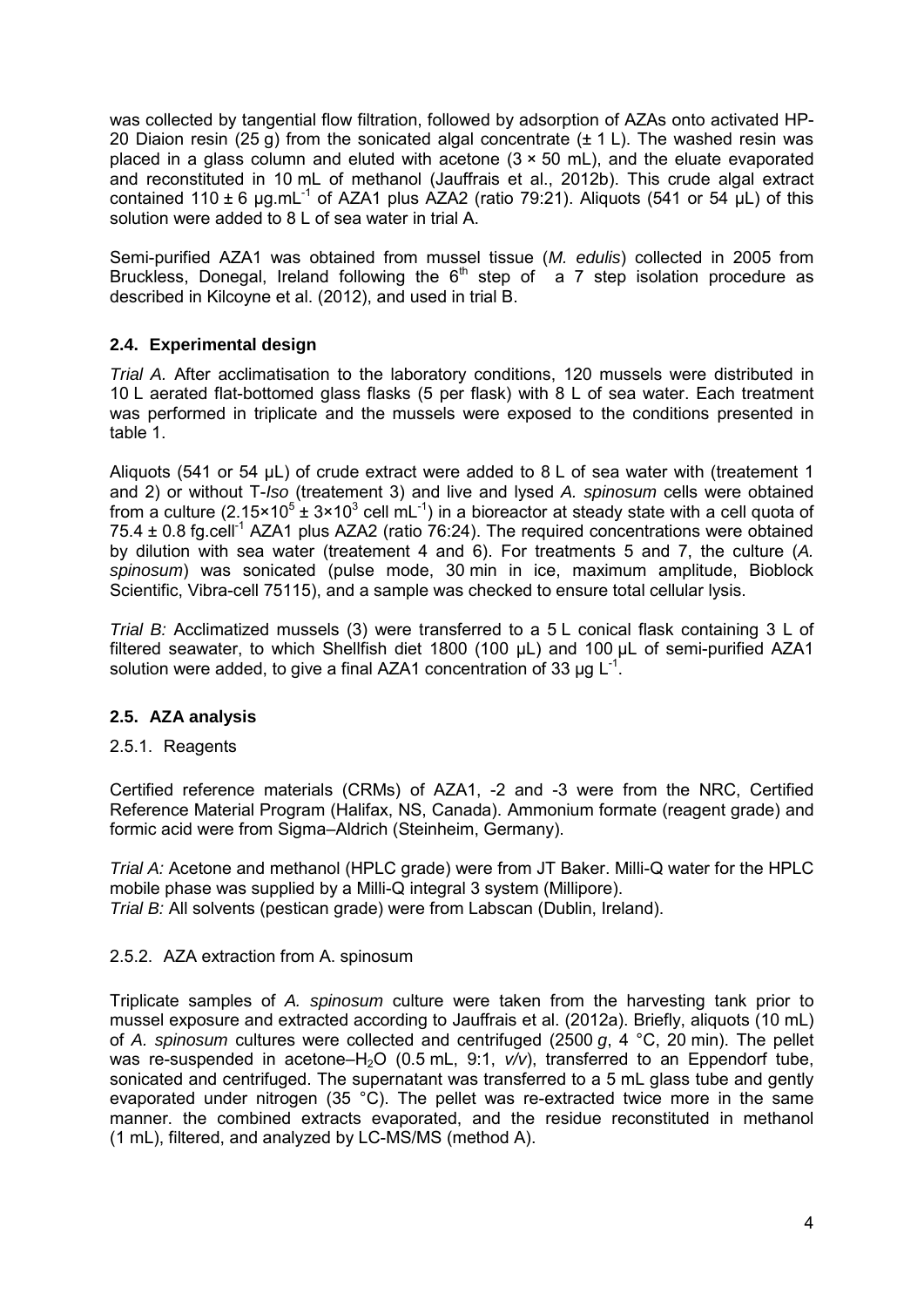was collected by tangential flow filtration, followed by adsorption of AZAs onto activated HP-20 Diaion resin (25 g) from the sonicated algal concentrate (± 1 L). The washed resin was placed in a glass column and eluted with acetone (3 × 50 mL), and the eluate evaporated and reconstituted in 10 mL of methanol (Jauffrais et al., 2012b). This crude algal extract contained 110 ± 6 µg.mL$^{-1}$ of AZA1 plus AZA2 (ratio 79:21). Aliquots (541 or 54 µL) of this solution were added to 8 L of sea water in trial A.

Semi-purified AZA1 was obtained from mussel tissue (*M. edulis*) collected in 2005 from Bruckless, Donegal, Ireland following the 6$^{th}$ step of a 7 step isolation procedure as described in Kilcoyne et al. (2012), and used in trial B.

### 2.4. Experimental design

*Trial A.* After acclimatisation to the laboratory conditions, 120 mussels were distributed in 10 L aerated flat-bottomed glass flasks (5 per flask) with 8 L of sea water. Each treatment was performed in triplicate and the mussels were exposed to the conditions presented in table 1.

Aliquots (541 or 54 µL) of crude extract were added to 8 L of sea water with (treatement 1 and 2) or without T-*Iso* (treatement 3) and live and lysed *A. spinosum* cells were obtained from a culture (2.15×10$^{5}$ ± 3×10$^{3}$ cell mL$^{-1}$) in a bioreactor at steady state with a cell quota of 75.4 ± 0.8 fg.cell$^{-1}$ AZA1 plus AZA2 (ratio 76:24). The required concentrations were obtained by dilution with sea water (treatement 4 and 6). For treatments 5 and 7, the culture (*A. spinosum*) was sonicated (pulse mode, 30 min in ice, maximum amplitude, Bioblock Scientific, Vibra-cell 75115), and a sample was checked to ensure total cellular lysis.

*Trial B:* Acclimatized mussels (3) were transferred to a 5 L conical flask containing 3 L of filtered seawater, to which Shellfish diet 1800 (100 µL) and 100 µL of semi-purified AZA1 solution were added, to give a final AZA1 concentration of 33 µg L$^{-1}$.

### 2.5. AZA analysis

2.5.1. Reagents

Certified reference materials (CRMs) of AZA1, -2 and -3 were from the NRC, Certified Reference Material Program (Halifax, NS, Canada). Ammonium formate (reagent grade) and formic acid were from Sigma–Aldrich (Steinheim, Germany).

*Trial A:* Acetone and methanol (HPLC grade) were from JT Baker. Milli-Q water for the HPLC mobile phase was supplied by a Milli-Q integral 3 system (Millipore).
*Trial B:* All solvents (pestican grade) were from Labscan (Dublin, Ireland).

2.5.2. AZA extraction from A. spinosum

Triplicate samples of *A. spinosum* culture were taken from the harvesting tank prior to mussel exposure and extracted according to Jauffrais et al. (2012a). Briefly, aliquots (10 mL) of *A. spinosum* cultures were collected and centrifuged (2500 *g*, 4 °C, 20 min). The pellet was re-suspended in acetone–$H_2O$ (0.5 mL, 9:1, *v/v*), transferred to an Eppendorf tube, sonicated and centrifuged. The supernatant was transferred to a 5 mL glass tube and gently evaporated under nitrogen (35 °C). The pellet was re-extracted twice more in the same manner. the combined extracts evaporated, and the residue reconstituted in methanol (1 mL), filtered, and analyzed by LC-MS/MS (method A).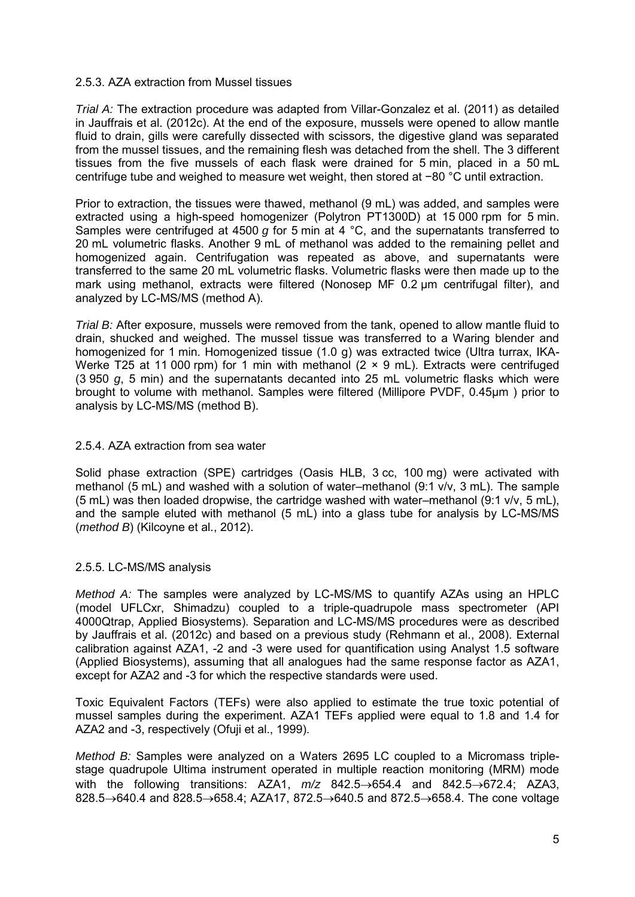### 2.5.3. AZA extraction from Mussel tissues

*Trial A:* The extraction procedure was adapted from Villar-Gonzalez et al. (2011) as detailed in Jauffrais et al. (2012c). At the end of the exposure, mussels were opened to allow mantle fluid to drain, gills were carefully dissected with scissors, the digestive gland was separated from the mussel tissues, and the remaining flesh was detached from the shell. The 3 different tissues from the five mussels of each flask were drained for 5 min, placed in a 50 mL centrifuge tube and weighed to measure wet weight, then stored at −80 °C until extraction.

Prior to extraction, the tissues were thawed, methanol (9 mL) was added, and samples were extracted using a high-speed homogenizer (Polytron PT1300D) at 15 000 rpm for 5 min. Samples were centrifuged at 4500 *g* for 5 min at 4 °C, and the supernatants transferred to 20 mL volumetric flasks. Another 9 mL of methanol was added to the remaining pellet and homogenized again. Centrifugation was repeated as above, and supernatants were transferred to the same 20 mL volumetric flasks. Volumetric flasks were then made up to the mark using methanol, extracts were filtered (Nonosep MF 0.2 µm centrifugal filter), and analyzed by LC-MS/MS (method A).

*Trial B:* After exposure, mussels were removed from the tank, opened to allow mantle fluid to drain, shucked and weighed. The mussel tissue was transferred to a Waring blender and homogenized for 1 min. Homogenized tissue (1.0 g) was extracted twice (Ultra turrax, IKA-Werke T25 at 11 000 rpm) for 1 min with methanol (2 × 9 mL). Extracts were centrifuged (3 950 *g*, 5 min) and the supernatants decanted into 25 mL volumetric flasks which were brought to volume with methanol. Samples were filtered (Millipore PVDF, 0.45µm ) prior to analysis by LC-MS/MS (method B).

### 2.5.4. AZA extraction from sea water

Solid phase extraction (SPE) cartridges (Oasis HLB, 3 cc, 100 mg) were activated with methanol (5 mL) and washed with a solution of water–methanol (9:1 v/v, 3 mL). The sample (5 mL) was then loaded dropwise, the cartridge washed with water–methanol (9:1 v/v, 5 mL), and the sample eluted with methanol (5 mL) into a glass tube for analysis by LC-MS/MS (*method B*) (Kilcoyne et al., 2012).

### 2.5.5. LC-MS/MS analysis

*Method A:* The samples were analyzed by LC-MS/MS to quantify AZAs using an HPLC (model UFLCxr, Shimadzu) coupled to a triple-quadrupole mass spectrometer (API 4000Qtrap, Applied Biosystems). Separation and LC-MS/MS procedures were as described by Jauffrais et al. (2012c) and based on a previous study (Rehmann et al., 2008). External calibration against AZA1, -2 and -3 were used for quantification using Analyst 1.5 software (Applied Biosystems), assuming that all analogues had the same response factor as AZA1, except for AZA2 and -3 for which the respective standards were used.

Toxic Equivalent Factors (TEFs) were also applied to estimate the true toxic potential of mussel samples during the experiment. AZA1 TEFs applied were equal to 1.8 and 1.4 for AZA2 and -3, respectively (Ofuji et al., 1999).

*Method B:* Samples were analyzed on a Waters 2695 LC coupled to a Micromass triple-stage quadrupole Ultima instrument operated in multiple reaction monitoring (MRM) mode with the following transitions: AZA1, *m/z* 842.5→654.4 and 842.5→672.4; AZA3, 828.5→640.4 and 828.5→658.4; AZA17, 872.5→640.5 and 872.5→658.4. The cone voltage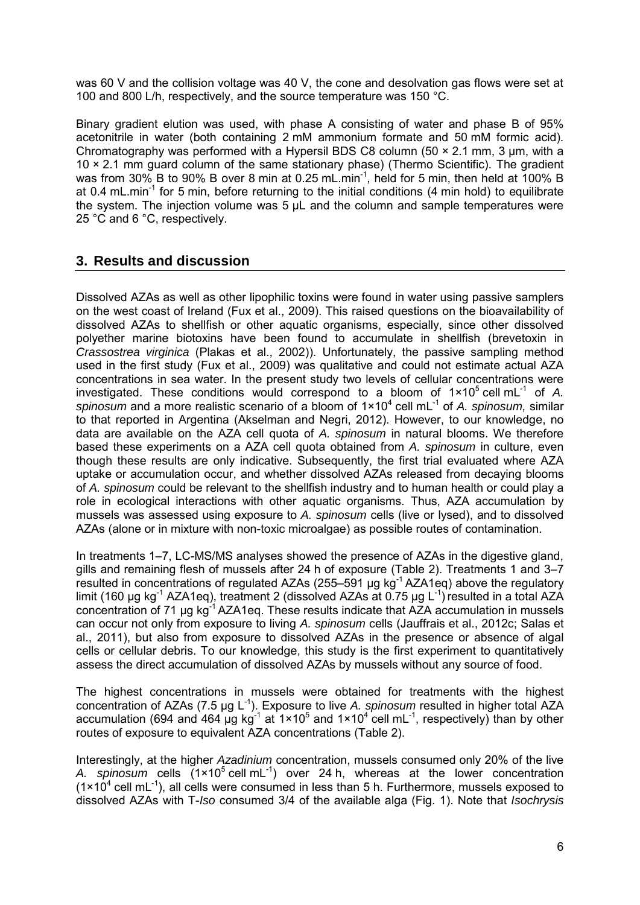was 60 V and the collision voltage was 40 V, the cone and desolvation gas flows were set at 100 and 800 L/h, respectively, and the source temperature was 150 °C.

Binary gradient elution was used, with phase A consisting of water and phase B of 95% acetonitrile in water (both containing 2 mM ammonium formate and 50 mM formic acid). Chromatography was performed with a Hypersil BDS C8 column (50 × 2.1 mm, 3 µm, with a 10 × 2.1 mm guard column of the same stationary phase) (Thermo Scientific). The gradient was from 30% B to 90% B over 8 min at 0.25 mL.min$^{-1}$, held for 5 min, then held at 100% B at 0.4 mL.min$^{-1}$ for 5 min, before returning to the initial conditions (4 min hold) to equilibrate the system. The injection volume was 5 µL and the column and sample temperatures were 25 °C and 6 °C, respectively.

## 3. Results and discussion

Dissolved AZAs as well as other lipophilic toxins were found in water using passive samplers on the west coast of Ireland (Fux et al., 2009). This raised questions on the bioavailability of dissolved AZAs to shellfish or other aquatic organisms, especially, since other dissolved polyether marine biotoxins have been found to accumulate in shellfish (brevetoxin in *Crassostrea virginica* (Plakas et al., 2002)). Unfortunately, the passive sampling method used in the first study (Fux et al., 2009) was qualitative and could not estimate actual AZA concentrations in sea water. In the present study two levels of cellular concentrations were investigated. These conditions would correspond to a bloom of $1{\times}10^5$ cell mL$^{-1}$ of *A. spinosum* and a more realistic scenario of a bloom of $1{\times}10^4$ cell mL$^{-1}$ of *A. spinosum,* similar to that reported in Argentina (Akselman and Negri, 2012). However, to our knowledge, no data are available on the AZA cell quota of *A. spinosum* in natural blooms. We therefore based these experiments on a AZA cell quota obtained from *A. spinosum* in culture, even though these results are only indicative. Subsequently, the first trial evaluated where AZA uptake or accumulation occur, and whether dissolved AZAs released from decaying blooms of *A. spinosum* could be relevant to the shellfish industry and to human health or could play a role in ecological interactions with other aquatic organisms. Thus, AZA accumulation by mussels was assessed using exposure to *A. spinosum* cells (live or lysed), and to dissolved AZAs (alone or in mixture with non-toxic microalgae) as possible routes of contamination.

In treatments 1–7, LC-MS/MS analyses showed the presence of AZAs in the digestive gland, gills and remaining flesh of mussels after 24 h of exposure (Table 2). Treatments 1 and 3–7 resulted in concentrations of regulated AZAs (255–591 µg kg$^{-1}$ AZA1eq) above the regulatory limit (160 µg kg$^{-1}$ AZA1eq), treatment 2 (dissolved AZAs at 0.75 µg L$^{-1}$) resulted in a total AZA concentration of 71 µg kg$^{-1}$ AZA1eq. These results indicate that AZA accumulation in mussels can occur not only from exposure to living *A. spinosum* cells (Jauffrais et al., 2012c; Salas et al., 2011), but also from exposure to dissolved AZAs in the presence or absence of algal cells or cellular debris. To our knowledge, this study is the first experiment to quantitatively assess the direct accumulation of dissolved AZAs by mussels without any source of food.

The highest concentrations in mussels were obtained for treatments with the highest concentration of AZAs (7.5 µg L$^{-1}$). Exposure to live *A. spinosum* resulted in higher total AZA accumulation (694 and 464 µg kg$^{-1}$ at $1{\times}10^5$ and $1{\times}10^4$ cell mL$^{-1}$, respectively) than by other routes of exposure to equivalent AZA concentrations (Table 2).

Interestingly, at the higher *Azadinium* concentration, mussels consumed only 20% of the live *A. spinosum* cells ($1{\times}10^5$ cell mL$^{-1}$) over 24 h, whereas at the lower concentration ($1{\times}10^4$ cell mL$^{-1}$), all cells were consumed in less than 5 h. Furthermore, mussels exposed to dissolved AZAs with T-*Iso* consumed 3/4 of the available alga (Fig. 1). Note that *Isochrysis*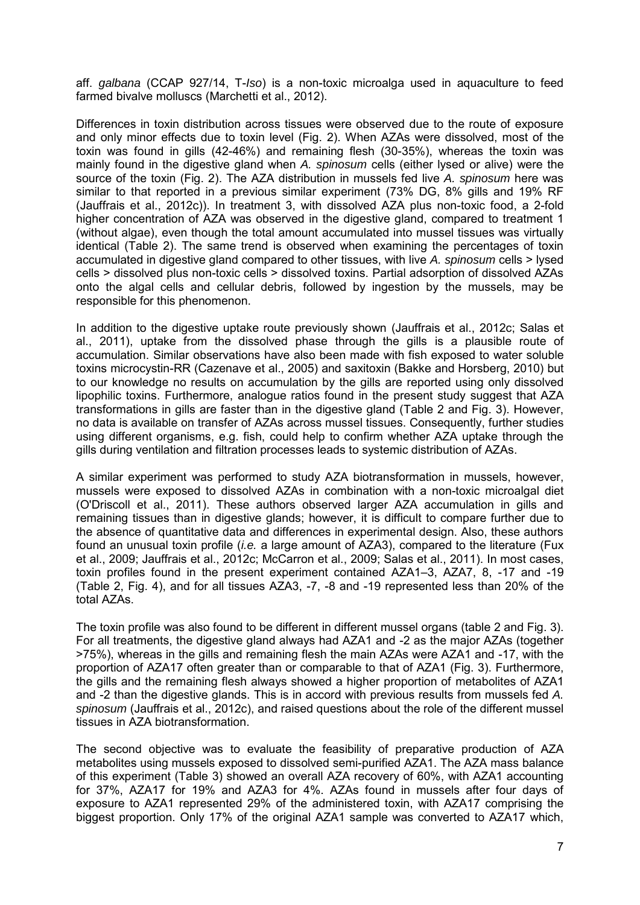aff. *galbana* (CCAP 927/14, T-*Iso*) is a non-toxic microalga used in aquaculture to feed farmed bivalve molluscs (Marchetti et al., 2012).

Differences in toxin distribution across tissues were observed due to the route of exposure and only minor effects due to toxin level (Fig. 2). When AZAs were dissolved, most of the toxin was found in gills (42-46%) and remaining flesh (30-35%), whereas the toxin was mainly found in the digestive gland when *A. spinosum* cells (either lysed or alive) were the source of the toxin (Fig. 2). The AZA distribution in mussels fed live *A. spinosum* here was similar to that reported in a previous similar experiment (73% DG, 8% gills and 19% RF (Jauffrais et al., 2012c)). In treatment 3, with dissolved AZA plus non-toxic food, a 2-fold higher concentration of AZA was observed in the digestive gland, compared to treatment 1 (without algae), even though the total amount accumulated into mussel tissues was virtually identical (Table 2). The same trend is observed when examining the percentages of toxin accumulated in digestive gland compared to other tissues, with live *A. spinosum* cells > lysed cells > dissolved plus non-toxic cells > dissolved toxins. Partial adsorption of dissolved AZAs onto the algal cells and cellular debris, followed by ingestion by the mussels, may be responsible for this phenomenon.

In addition to the digestive uptake route previously shown (Jauffrais et al., 2012c; Salas et al., 2011), uptake from the dissolved phase through the gills is a plausible route of accumulation. Similar observations have also been made with fish exposed to water soluble toxins microcystin-RR (Cazenave et al., 2005) and saxitoxin (Bakke and Horsberg, 2010) but to our knowledge no results on accumulation by the gills are reported using only dissolved lipophilic toxins. Furthermore, analogue ratios found in the present study suggest that AZA transformations in gills are faster than in the digestive gland (Table 2 and Fig. 3). However, no data is available on transfer of AZAs across mussel tissues. Consequently, further studies using different organisms, e.g. fish, could help to confirm whether AZA uptake through the gills during ventilation and filtration processes leads to systemic distribution of AZAs.

A similar experiment was performed to study AZA biotransformation in mussels, however, mussels were exposed to dissolved AZAs in combination with a non-toxic microalgal diet (O'Driscoll et al., 2011). These authors observed larger AZA accumulation in gills and remaining tissues than in digestive glands; however, it is difficult to compare further due to the absence of quantitative data and differences in experimental design. Also, these authors found an unusual toxin profile (*i.e.* a large amount of AZA3), compared to the literature (Fux et al., 2009; Jauffrais et al., 2012c; McCarron et al., 2009; Salas et al., 2011). In most cases, toxin profiles found in the present experiment contained AZA1–3, AZA7, 8, -17 and -19 (Table 2, Fig. 4), and for all tissues AZA3, -7, -8 and -19 represented less than 20% of the total AZAs.

The toxin profile was also found to be different in different mussel organs (table 2 and Fig. 3). For all treatments, the digestive gland always had AZA1 and -2 as the major AZAs (together >75%), whereas in the gills and remaining flesh the main AZAs were AZA1 and -17, with the proportion of AZA17 often greater than or comparable to that of AZA1 (Fig. 3). Furthermore, the gills and the remaining flesh always showed a higher proportion of metabolites of AZA1 and -2 than the digestive glands. This is in accord with previous results from mussels fed *A. spinosum* (Jauffrais et al., 2012c), and raised questions about the role of the different mussel tissues in AZA biotransformation.

The second objective was to evaluate the feasibility of preparative production of AZA metabolites using mussels exposed to dissolved semi-purified AZA1. The AZA mass balance of this experiment (Table 3) showed an overall AZA recovery of 60%, with AZA1 accounting for 37%, AZA17 for 19% and AZA3 for 4%. AZAs found in mussels after four days of exposure to AZA1 represented 29% of the administered toxin, with AZA17 comprising the biggest proportion. Only 17% of the original AZA1 sample was converted to AZA17 which,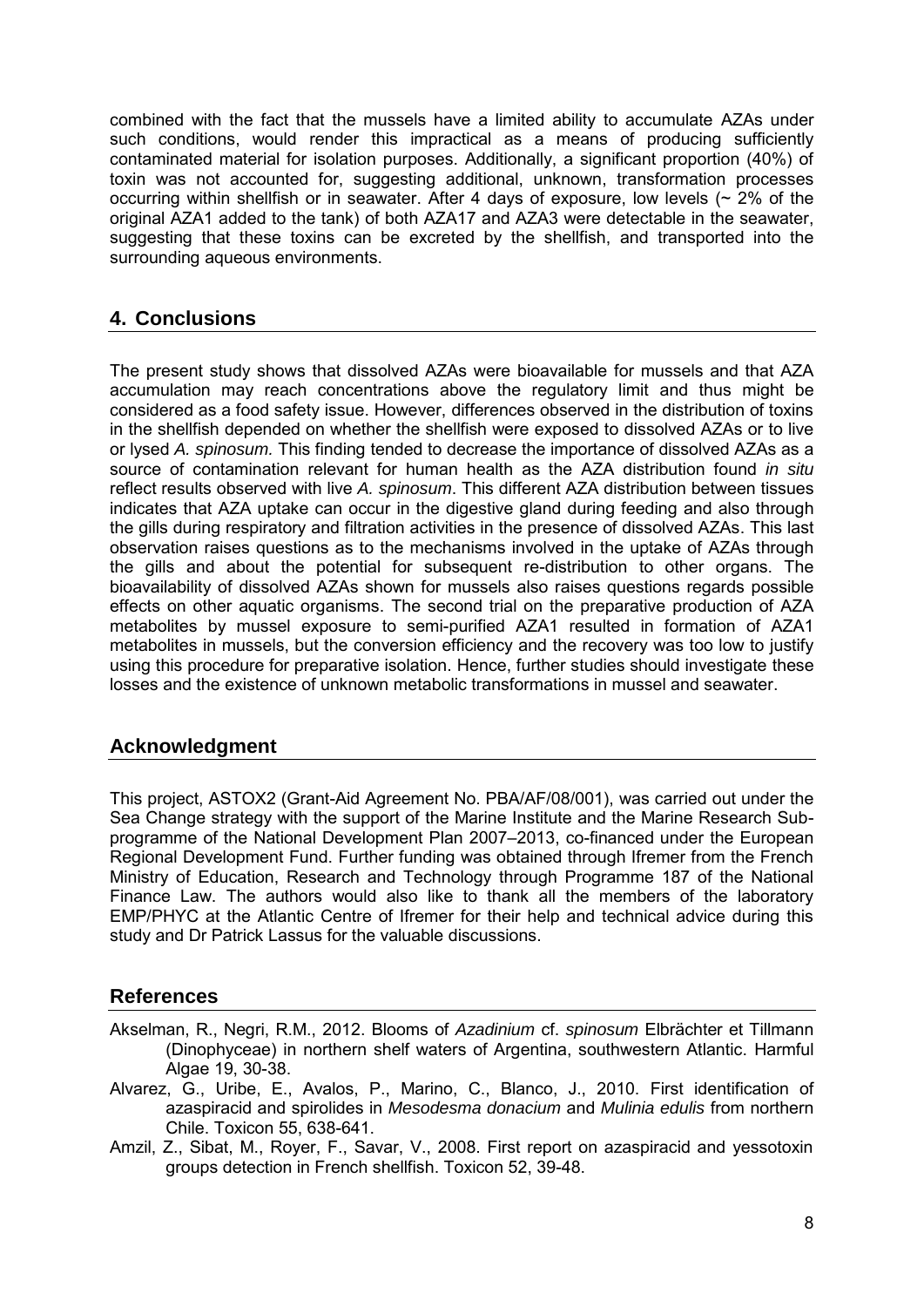combined with the fact that the mussels have a limited ability to accumulate AZAs under such conditions, would render this impractical as a means of producing sufficiently contaminated material for isolation purposes. Additionally, a significant proportion (40%) of toxin was not accounted for, suggesting additional, unknown, transformation processes occurring within shellfish or in seawater. After 4 days of exposure, low levels (~ 2% of the original AZA1 added to the tank) of both AZA17 and AZA3 were detectable in the seawater, suggesting that these toxins can be excreted by the shellfish, and transported into the surrounding aqueous environments.

## 4. Conclusions

The present study shows that dissolved AZAs were bioavailable for mussels and that AZA accumulation may reach concentrations above the regulatory limit and thus might be considered as a food safety issue. However, differences observed in the distribution of toxins in the shellfish depended on whether the shellfish were exposed to dissolved AZAs or to live or lysed *A. spinosum.* This finding tended to decrease the importance of dissolved AZAs as a source of contamination relevant for human health as the AZA distribution found *in situ* reflect results observed with live *A. spinosum*. This different AZA distribution between tissues indicates that AZA uptake can occur in the digestive gland during feeding and also through the gills during respiratory and filtration activities in the presence of dissolved AZAs. This last observation raises questions as to the mechanisms involved in the uptake of AZAs through the gills and about the potential for subsequent re-distribution to other organs. The bioavailability of dissolved AZAs shown for mussels also raises questions regards possible effects on other aquatic organisms. The second trial on the preparative production of AZA metabolites by mussel exposure to semi-purified AZA1 resulted in formation of AZA1 metabolites in mussels, but the conversion efficiency and the recovery was too low to justify using this procedure for preparative isolation. Hence, further studies should investigate these losses and the existence of unknown metabolic transformations in mussel and seawater.

## Acknowledgment

This project, ASTOX2 (Grant-Aid Agreement No. PBA/AF/08/001), was carried out under the Sea Change strategy with the support of the Marine Institute and the Marine Research Sub-programme of the National Development Plan 2007–2013, co-financed under the European Regional Development Fund. Further funding was obtained through Ifremer from the French Ministry of Education, Research and Technology through Programme 187 of the National Finance Law. The authors would also like to thank all the members of the laboratory EMP/PHYC at the Atlantic Centre of Ifremer for their help and technical advice during this study and Dr Patrick Lassus for the valuable discussions.

## References

Akselman, R., Negri, R.M., 2012. Blooms of *Azadinium* cf. *spinosum* Elbrächter et Tillmann (Dinophyceae) in northern shelf waters of Argentina, southwestern Atlantic. Harmful Algae 19, 30-38.

Alvarez, G., Uribe, E., Avalos, P., Marino, C., Blanco, J., 2010. First identification of azaspiracid and spirolides in *Mesodesma donacium* and *Mulinia edulis* from northern Chile. Toxicon 55, 638-641.

Amzil, Z., Sibat, M., Royer, F., Savar, V., 2008. First report on azaspiracid and yessotoxin groups detection in French shellfish. Toxicon 52, 39-48.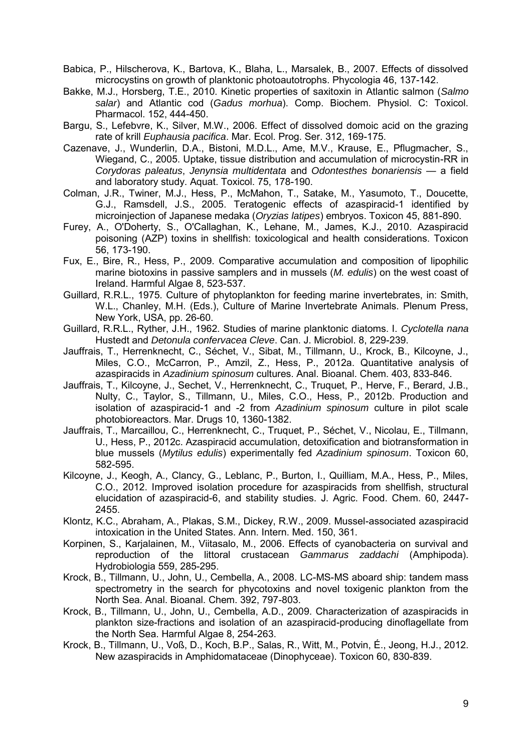Babica, P., Hilscherova, K., Bartova, K., Blaha, L., Marsalek, B., 2007. Effects of dissolved microcystins on growth of planktonic photoautotrophs. Phycologia 46, 137-142.

Bakke, M.J., Horsberg, T.E., 2010. Kinetic properties of saxitoxin in Atlantic salmon (*Salmo salar*) and Atlantic cod (*Gadus morhua*). Comp. Biochem. Physiol. C: Toxicol. Pharmacol. 152, 444-450.

Bargu, S., Lefebvre, K., Silver, M.W., 2006. Effect of dissolved domoic acid on the grazing rate of krill *Euphausia pacifica*. Mar. Ecol. Prog. Ser. 312, 169-175.

Cazenave, J., Wunderlin, D.A., Bistoni, M.D.L., Ame, M.V., Krause, E., Pflugmacher, S., Wiegand, C., 2005. Uptake, tissue distribution and accumulation of microcystin-RR in *Corydoras paleatus*, *Jenynsia multidentata* and *Odontesthes bonariensis* — a field and laboratory study. Aquat. Toxicol. 75, 178-190.

Colman, J.R., Twiner, M.J., Hess, P., McMahon, T., Satake, M., Yasumoto, T., Doucette, G.J., Ramsdell, J.S., 2005. Teratogenic effects of azaspiracid-1 identified by microinjection of Japanese medaka (*Oryzias latipes*) embryos. Toxicon 45, 881-890.

Furey, A., O'Doherty, S., O'Callaghan, K., Lehane, M., James, K.J., 2010. Azaspiracid poisoning (AZP) toxins in shellfish: toxicological and health considerations. Toxicon 56, 173-190.

Fux, E., Bire, R., Hess, P., 2009. Comparative accumulation and composition of lipophilic marine biotoxins in passive samplers and in mussels (*M. edulis*) on the west coast of Ireland. Harmful Algae 8, 523-537.

Guillard, R.R.L., 1975. Culture of phytoplankton for feeding marine invertebrates, in: Smith, W.L., Chanley, M.H. (Eds.), Culture of Marine Invertebrate Animals. Plenum Press, New York, USA, pp. 26-60.

Guillard, R.R.L., Ryther, J.H., 1962. Studies of marine planktonic diatoms. I. *Cyclotella nana* Hustedt and *Detonula confervacea Cleve*. Can. J. Microbiol. 8, 229-239.

Jauffrais, T., Herrenknecht, C., Séchet, V., Sibat, M., Tillmann, U., Krock, B., Kilcoyne, J., Miles, C.O., McCarron, P., Amzil, Z., Hess, P., 2012a. Quantitative analysis of azaspiracids in *Azadinium spinosum* cultures. Anal. Bioanal. Chem. 403, 833-846.

Jauffrais, T., Kilcoyne, J., Sechet, V., Herrenknecht, C., Truquet, P., Herve, F., Berard, J.B., Nulty, C., Taylor, S., Tillmann, U., Miles, C.O., Hess, P., 2012b. Production and isolation of azaspiracid-1 and -2 from *Azadinium spinosum* culture in pilot scale photobioreactors. Mar. Drugs 10, 1360-1382.

Jauffrais, T., Marcaillou, C., Herrenknecht, C., Truquet, P., Séchet, V., Nicolau, E., Tillmann, U., Hess, P., 2012c. Azaspiracid accumulation, detoxification and biotransformation in blue mussels (*Mytilus edulis*) experimentally fed *Azadinium spinosum*. Toxicon 60, 582-595.

Kilcoyne, J., Keogh, A., Clancy, G., Leblanc, P., Burton, I., Quilliam, M.A., Hess, P., Miles, C.O., 2012. Improved isolation procedure for azaspiracids from shellfish, structural elucidation of azaspiracid-6, and stability studies. J. Agric. Food. Chem. 60, 2447-2455.

Klontz, K.C., Abraham, A., Plakas, S.M., Dickey, R.W., 2009. Mussel-associated azaspiracid intoxication in the United States. Ann. Intern. Med. 150, 361.

Korpinen, S., Karjalainen, M., Viitasalo, M., 2006. Effects of cyanobacteria on survival and reproduction of the littoral crustacean *Gammarus zaddachi* (Amphipoda). Hydrobiologia 559, 285-295.

Krock, B., Tillmann, U., John, U., Cembella, A., 2008. LC-MS-MS aboard ship: tandem mass spectrometry in the search for phycotoxins and novel toxigenic plankton from the North Sea. Anal. Bioanal. Chem. 392, 797-803.

Krock, B., Tillmann, U., John, U., Cembella, A.D., 2009. Characterization of azaspiracids in plankton size-fractions and isolation of an azaspiracid-producing dinoflagellate from the North Sea. Harmful Algae 8, 254-263.

Krock, B., Tillmann, U., Voß, D., Koch, B.P., Salas, R., Witt, M., Potvin, É., Jeong, H.J., 2012. New azaspiracids in Amphidomataceae (Dinophyceae). Toxicon 60, 830-839.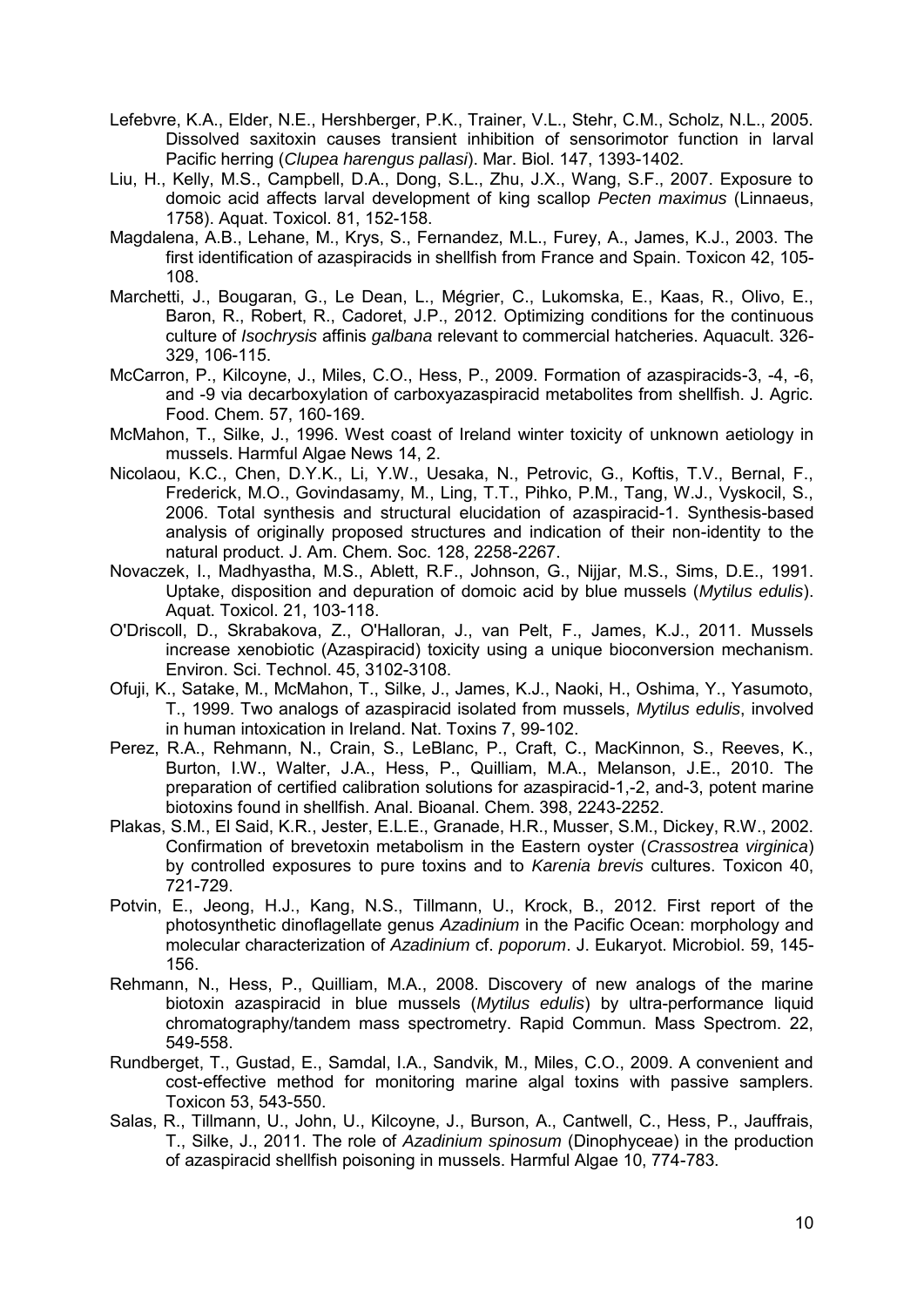Lefebvre, K.A., Elder, N.E., Hershberger, P.K., Trainer, V.L., Stehr, C.M., Scholz, N.L., 2005. Dissolved saxitoxin causes transient inhibition of sensorimotor function in larval Pacific herring (*Clupea harengus pallasi*). Mar. Biol. 147, 1393-1402.

Liu, H., Kelly, M.S., Campbell, D.A., Dong, S.L., Zhu, J.X., Wang, S.F., 2007. Exposure to domoic acid affects larval development of king scallop *Pecten maximus* (Linnaeus, 1758). Aquat. Toxicol. 81, 152-158.

Magdalena, A.B., Lehane, M., Krys, S., Fernandez, M.L., Furey, A., James, K.J., 2003. The first identification of azaspiracids in shellfish from France and Spain. Toxicon 42, 105-108.

Marchetti, J., Bougaran, G., Le Dean, L., Mégrier, C., Lukomska, E., Kaas, R., Olivo, E., Baron, R., Robert, R., Cadoret, J.P., 2012. Optimizing conditions for the continuous culture of *Isochrysis* affinis *galbana* relevant to commercial hatcheries. Aquacult. 326-329, 106-115.

McCarron, P., Kilcoyne, J., Miles, C.O., Hess, P., 2009. Formation of azaspiracids-3, -4, -6, and -9 via decarboxylation of carboxyazaspiracid metabolites from shellfish. J. Agric. Food. Chem. 57, 160-169.

McMahon, T., Silke, J., 1996. West coast of Ireland winter toxicity of unknown aetiology in mussels. Harmful Algae News 14, 2.

Nicolaou, K.C., Chen, D.Y.K., Li, Y.W., Uesaka, N., Petrovic, G., Koftis, T.V., Bernal, F., Frederick, M.O., Govindasamy, M., Ling, T.T., Pihko, P.M., Tang, W.J., Vyskocil, S., 2006. Total synthesis and structural elucidation of azaspiracid-1. Synthesis-based analysis of originally proposed structures and indication of their non-identity to the natural product. J. Am. Chem. Soc. 128, 2258-2267.

Novaczek, I., Madhyastha, M.S., Ablett, R.F., Johnson, G., Nijjar, M.S., Sims, D.E., 1991. Uptake, disposition and depuration of domoic acid by blue mussels (*Mytilus edulis*). Aquat. Toxicol. 21, 103-118.

O'Driscoll, D., Skrabakova, Z., O'Halloran, J., van Pelt, F., James, K.J., 2011. Mussels increase xenobiotic (Azaspiracid) toxicity using a unique bioconversion mechanism. Environ. Sci. Technol. 45, 3102-3108.

Ofuji, K., Satake, M., McMahon, T., Silke, J., James, K.J., Naoki, H., Oshima, Y., Yasumoto, T., 1999. Two analogs of azaspiracid isolated from mussels, *Mytilus edulis*, involved in human intoxication in Ireland. Nat. Toxins 7, 99-102.

Perez, R.A., Rehmann, N., Crain, S., LeBlanc, P., Craft, C., MacKinnon, S., Reeves, K., Burton, I.W., Walter, J.A., Hess, P., Quilliam, M.A., Melanson, J.E., 2010. The preparation of certified calibration solutions for azaspiracid-1,-2, and-3, potent marine biotoxins found in shellfish. Anal. Bioanal. Chem. 398, 2243-2252.

Plakas, S.M., El Said, K.R., Jester, E.L.E., Granade, H.R., Musser, S.M., Dickey, R.W., 2002. Confirmation of brevetoxin metabolism in the Eastern oyster (*Crassostrea virginica*) by controlled exposures to pure toxins and to *Karenia brevis* cultures. Toxicon 40, 721-729.

Potvin, E., Jeong, H.J., Kang, N.S., Tillmann, U., Krock, B., 2012. First report of the photosynthetic dinoflagellate genus *Azadinium* in the Pacific Ocean: morphology and molecular characterization of *Azadinium* cf. *poporum*. J. Eukaryot. Microbiol. 59, 145-156.

Rehmann, N., Hess, P., Quilliam, M.A., 2008. Discovery of new analogs of the marine biotoxin azaspiracid in blue mussels (*Mytilus edulis*) by ultra-performance liquid chromatography/tandem mass spectrometry. Rapid Commun. Mass Spectrom. 22, 549-558.

Rundberget, T., Gustad, E., Samdal, I.A., Sandvik, M., Miles, C.O., 2009. A convenient and cost-effective method for monitoring marine algal toxins with passive samplers. Toxicon 53, 543-550.

Salas, R., Tillmann, U., John, U., Kilcoyne, J., Burson, A., Cantwell, C., Hess, P., Jauffrais, T., Silke, J., 2011. The role of *Azadinium spinosum* (Dinophyceae) in the production of azaspiracid shellfish poisoning in mussels. Harmful Algae 10, 774-783.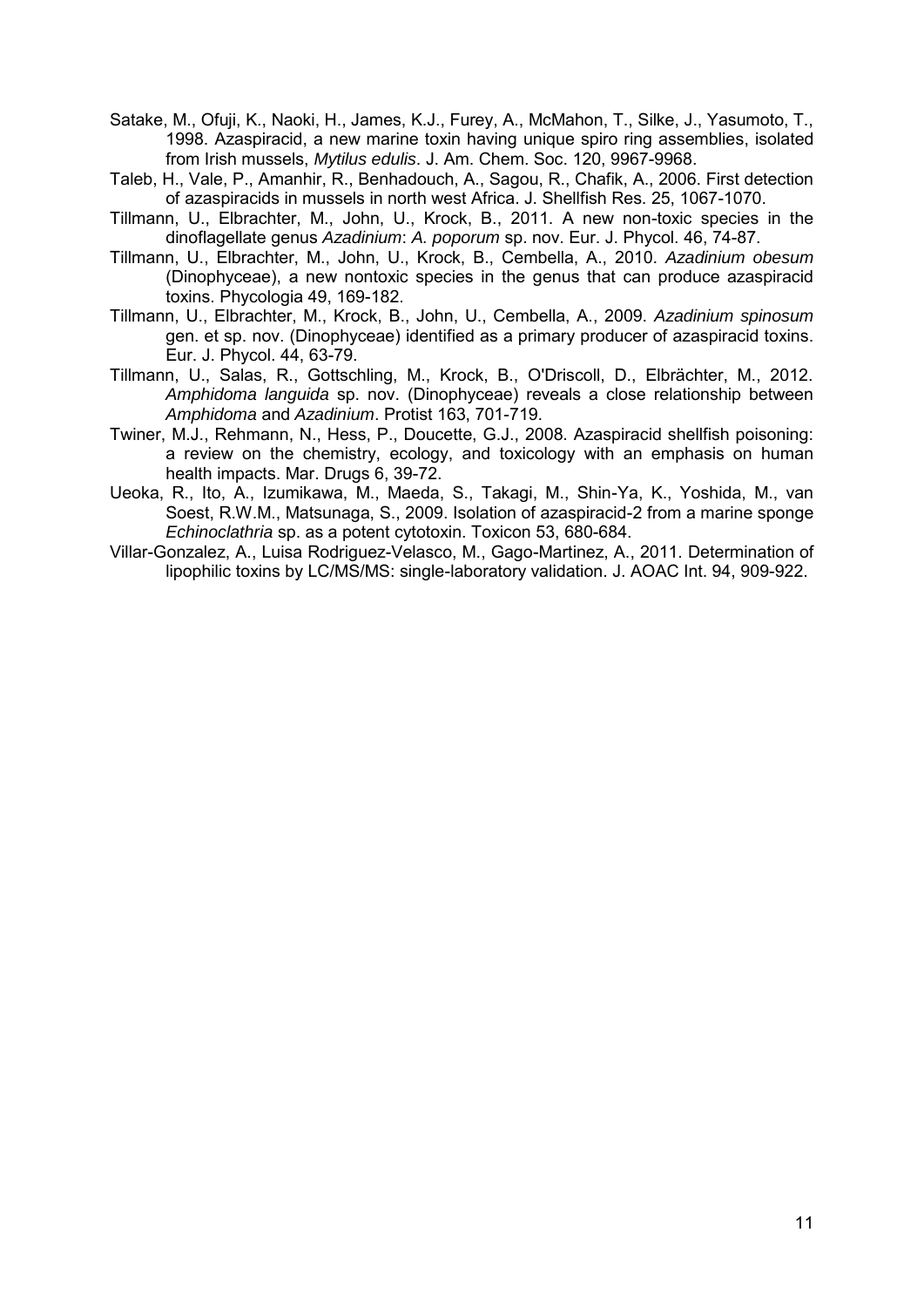Satake, M., Ofuji, K., Naoki, H., James, K.J., Furey, A., McMahon, T., Silke, J., Yasumoto, T., 1998. Azaspiracid, a new marine toxin having unique spiro ring assemblies, isolated from Irish mussels, *Mytilus edulis*. J. Am. Chem. Soc. 120, 9967-9968.

Taleb, H., Vale, P., Amanhir, R., Benhadouch, A., Sagou, R., Chafik, A., 2006. First detection of azaspiracids in mussels in north west Africa. J. Shellfish Res. 25, 1067-1070.

Tillmann, U., Elbrachter, M., John, U., Krock, B., 2011. A new non-toxic species in the dinoflagellate genus *Azadinium*: *A. poporum* sp. nov. Eur. J. Phycol. 46, 74-87.

Tillmann, U., Elbrachter, M., John, U., Krock, B., Cembella, A., 2010. *Azadinium obesum* (Dinophyceae), a new nontoxic species in the genus that can produce azaspiracid toxins. Phycologia 49, 169-182.

Tillmann, U., Elbrachter, M., Krock, B., John, U., Cembella, A., 2009. *Azadinium spinosum* gen. et sp. nov. (Dinophyceae) identified as a primary producer of azaspiracid toxins. Eur. J. Phycol. 44, 63-79.

Tillmann, U., Salas, R., Gottschling, M., Krock, B., O'Driscoll, D., Elbrächter, M., 2012. *Amphidoma languida* sp. nov. (Dinophyceae) reveals a close relationship between *Amphidoma* and *Azadinium*. Protist 163, 701-719.

Twiner, M.J., Rehmann, N., Hess, P., Doucette, G.J., 2008. Azaspiracid shellfish poisoning: a review on the chemistry, ecology, and toxicology with an emphasis on human health impacts. Mar. Drugs 6, 39-72.

Ueoka, R., Ito, A., Izumikawa, M., Maeda, S., Takagi, M., Shin-Ya, K., Yoshida, M., van Soest, R.W.M., Matsunaga, S., 2009. Isolation of azaspiracid-2 from a marine sponge *Echinoclathria* sp. as a potent cytotoxin. Toxicon 53, 680-684.

Villar-Gonzalez, A., Luisa Rodriguez-Velasco, M., Gago-Martinez, A., 2011. Determination of lipophilic toxins by LC/MS/MS: single-laboratory validation. J. AOAC Int. 94, 909-922.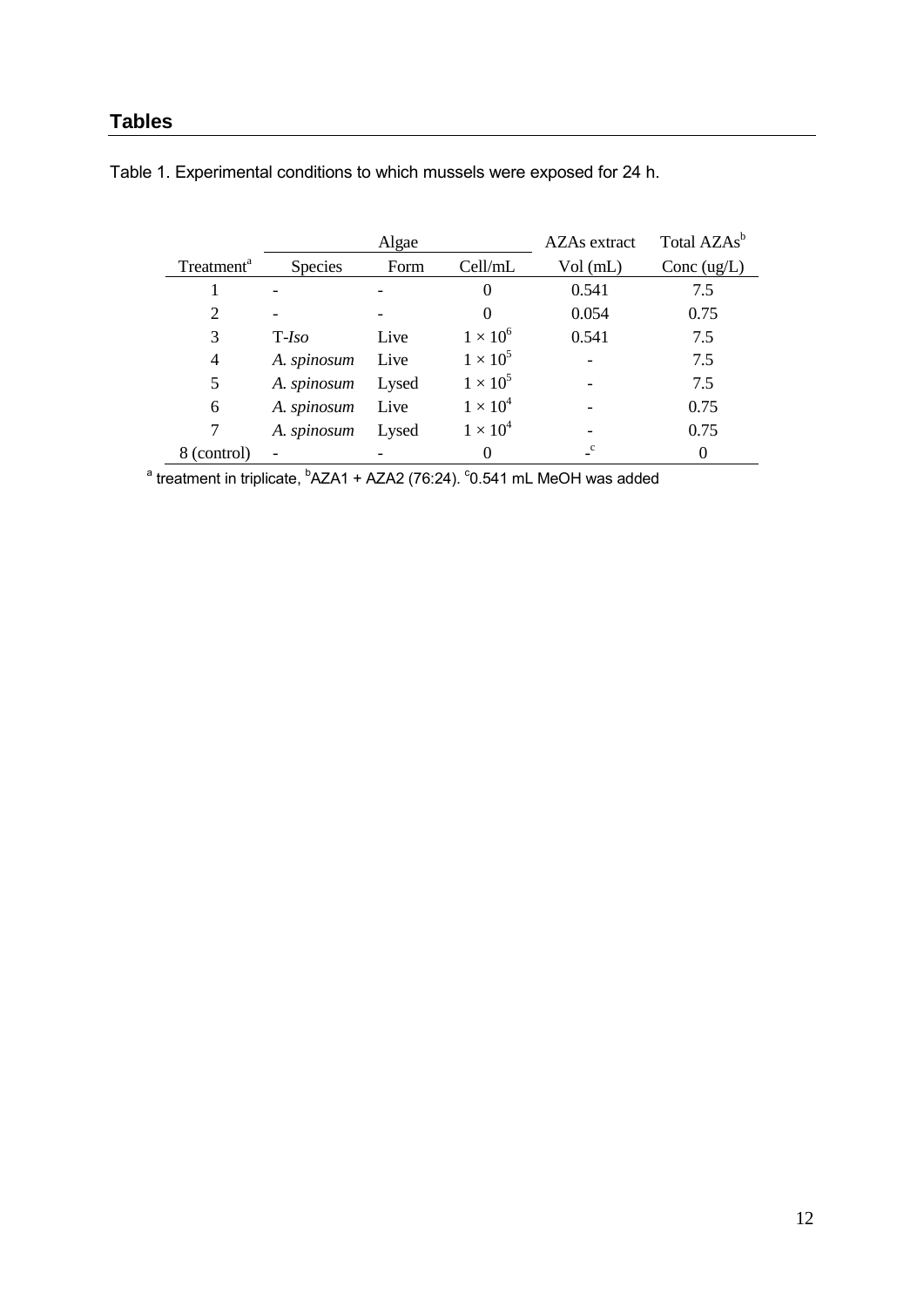## Tables

Table 1. Experimental conditions to which mussels were exposed for 24 h.

| | Algae | | | AZAs extract | Total AZAs[b] |
|---|---|---|---|---|---|
| Treatment[a] | Species | Form | Cell/mL | Vol (mL) | Conc (ug/L) |
| 1 | - | - | 0 | 0.541 | 7.5 |
| 2 | - | - | 0 | 0.054 | 0.75 |
| 3 | T-*Iso* | Live | $1 \times 10^6$ | 0.541 | 7.5 |
| 4 | *A. spinosum* | Live | $1 \times 10^5$ | - | 7.5 |
| 5 | *A. spinosum* | Lysed | $1 \times 10^5$ | - | 7.5 |
| 6 | *A. spinosum* | Live | $1 \times 10^4$ | - | 0.75 |
| 7 | *A. spinosum* | Lysed | $1 \times 10^4$ | - | 0.75 |
| 8 (control) | - | - | 0 | -[c] | 0 |

[a] treatment in triplicate, [b]AZA1 + AZA2 (76:24). [c]0.541 mL MeOH was added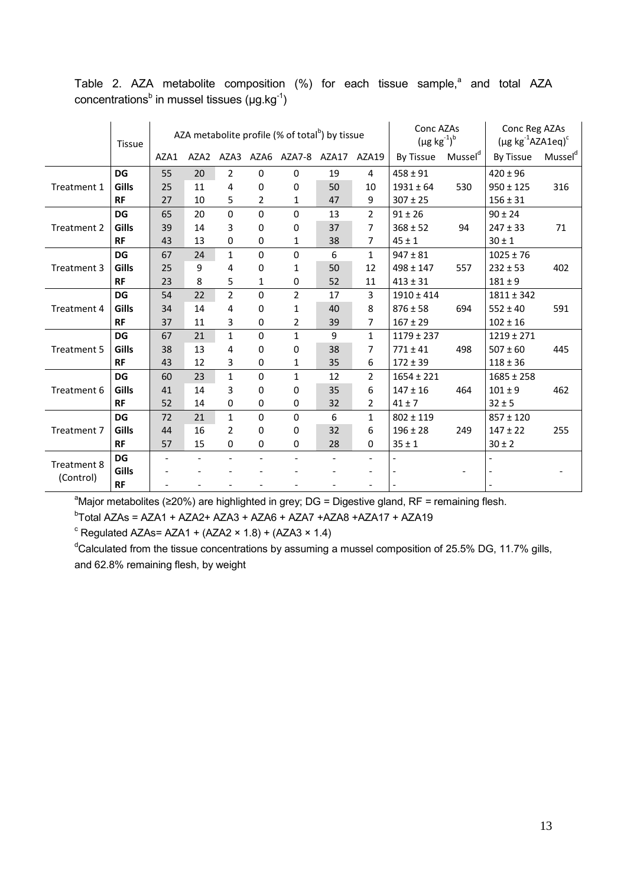Table 2. AZA metabolite composition (%) for each tissue sample,[a] and total AZA concentrations[b] in mussel tissues ($\mu g.kg^{-1}$)

| | Tissue | AZA metabolite profile (% of total[b]) by tissue | | | | | | | Conc AZAs ($\mu g\ kg^{-1}$)[b] | | Conc Reg AZAs ($\mu g\ kg^{-1}$AZA1eq)[c] | |
|---|---|---|---|---|---|---|---|---|---|---|---|---|
| | | AZA1 | AZA2 | AZA3 | AZA6 | AZA7-8 | AZA17 | AZA19 | By Tissue | Mussel[d] | By Tissue | Mussel[d] |
| Treatment 1 | **DG** | 55 | 20 | 2 | 0 | 0 | 19 | 4 | 458 ± 91 | | 420 ± 96 | |
| | **Gills** | 25 | 11 | 4 | 0 | 0 | 50 | 10 | 1931 ± 64 | 530 | 950 ± 125 | 316 |
| | **RF** | 27 | 10 | 5 | 2 | 1 | 47 | 9 | 307 ± 25 | | 156 ± 31 | |
| Treatment 2 | **DG** | 65 | 20 | 0 | 0 | 0 | 13 | 2 | 91 ± 26 | | 90 ± 24 | |
| | **Gills** | 39 | 14 | 3 | 0 | 0 | 37 | 7 | 368 ± 52 | 94 | 247 ± 33 | 71 |
| | **RF** | 43 | 13 | 0 | 0 | 1 | 38 | 7 | 45 ± 1 | | 30 ± 1 | |
| Treatment 3 | **DG** | 67 | 24 | 1 | 0 | 0 | 6 | 1 | 947 ± 81 | | 1025 ± 76 | |
| | **Gills** | 25 | 9 | 4 | 0 | 1 | 50 | 12 | 498 ± 147 | 557 | 232 ± 53 | 402 |
| | **RF** | 23 | 8 | 5 | 1 | 0 | 52 | 11 | 413 ± 31 | | 181 ± 9 | |
| Treatment 4 | **DG** | 54 | 22 | 2 | 0 | 2 | 17 | 3 | 1910 ± 414 | | 1811 ± 342 | |
| | **Gills** | 34 | 14 | 4 | 0 | 1 | 40 | 8 | 876 ± 58 | 694 | 552 ± 40 | 591 |
| | **RF** | 37 | 11 | 3 | 0 | 2 | 39 | 7 | 167 ± 29 | | 102 ± 16 | |
| Treatment 5 | **DG** | 67 | 21 | 1 | 0 | 1 | 9 | 1 | 1179 ± 237 | | 1219 ± 271 | |
| | **Gills** | 38 | 13 | 4 | 0 | 0 | 38 | 7 | 771 ± 41 | 498 | 507 ± 60 | 445 |
| | **RF** | 43 | 12 | 3 | 0 | 1 | 35 | 6 | 172 ± 39 | | 118 ± 36 | |
| Treatment 6 | **DG** | 60 | 23 | 1 | 0 | 1 | 12 | 2 | 1654 ± 221 | | 1685 ± 258 | |
| | **Gills** | 41 | 14 | 3 | 0 | 0 | 35 | 6 | 147 ± 16 | 464 | 101 ± 9 | 462 |
| | **RF** | 52 | 14 | 0 | 0 | 0 | 32 | 2 | 41 ± 7 | | 32 ± 5 | |
| Treatment 7 | **DG** | 72 | 21 | 1 | 0 | 0 | 6 | 1 | 802 ± 119 | | 857 ± 120 | |
| | **Gills** | 44 | 16 | 2 | 0 | 0 | 32 | 6 | 196 ± 28 | 249 | 147 ± 22 | 255 |
| | **RF** | 57 | 15 | 0 | 0 | 0 | 28 | 0 | 35 ± 1 | | 30 ± 2 | |
| Treatment 8 (Control) | **DG** | - | - | - | - | - | - | - | - | | - | |
| | **Gills** | - | - | - | - | - | - | - | - | - | - | - |
| | **RF** | - | - | - | - | - | - | - | - | | - | |

[a]Major metabolites (≥20%) are highlighted in grey; DG = Digestive gland, RF = remaining flesh.

[b]Total AZAs = AZA1 + AZA2+ AZA3 + AZA6 + AZA7 +AZA8 +AZA17 + AZA19

[c] Regulated AZAs= AZA1 + (AZA2 × 1.8) + (AZA3 × 1.4)

[d]Calculated from the tissue concentrations by assuming a mussel composition of 25.5% DG, 11.7% gills, and 62.8% remaining flesh, by weight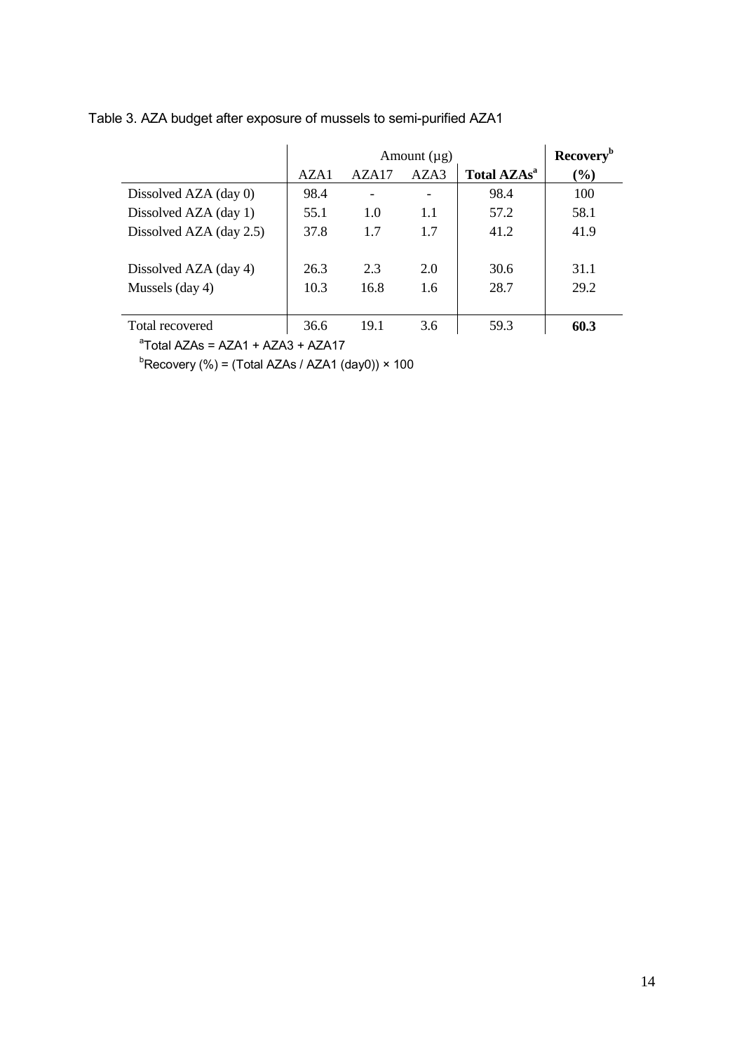Table 3. AZA budget after exposure of mussels to semi-purified AZA1

| | Amount (μg) | | | | **Recovery[b]** |
|---|---|---|---|---|---|
| | AZA1 | AZA17 | AZA3 | **Total AZAs[a]** | **(%)** |
| Dissolved AZA (day 0) | 98.4 | - | - | 98.4 | 100 |
| Dissolved AZA (day 1) | 55.1 | 1.0 | 1.1 | 57.2 | 58.1 |
| Dissolved AZA (day 2.5) | 37.8 | 1.7 | 1.7 | 41.2 | 41.9 |
| Dissolved AZA (day 4) | 26.3 | 2.3 | 2.0 | 30.6 | 31.1 |
| Mussels (day 4) | 10.3 | 16.8 | 1.6 | 28.7 | 29.2 |
| Total recovered | 36.6 | 19.1 | 3.6 | 59.3 | **60.3** |

[a]Total AZAs = AZA1 + AZA3 + AZA17

[b]Recovery (%) = (Total AZAs / AZA1 (day0)) × 100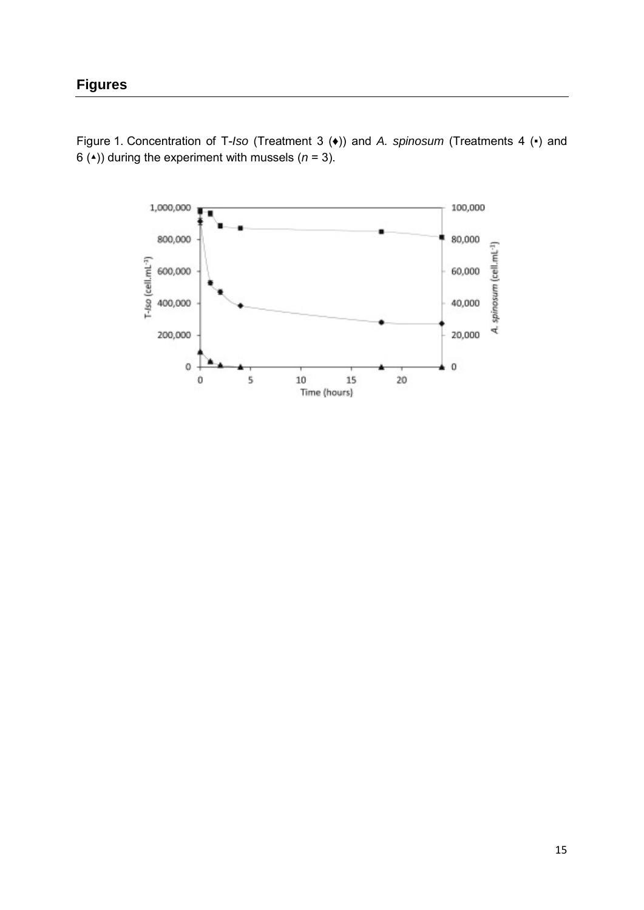## Figures

Figure 1. Concentration of T-*Iso* (Treatment 3 (♦)) and *A. spinosum* (Treatments 4 (▪) and 6 (▴)) during the experiment with mussels ($n$ = 3).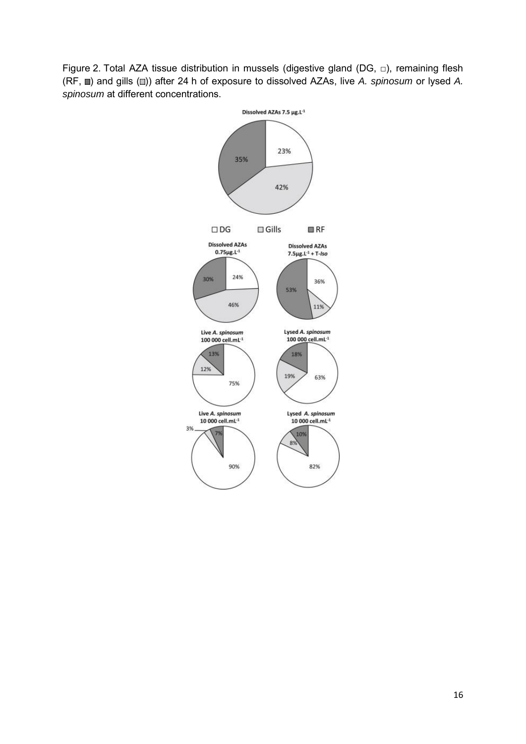Figure 2. Total AZA tissue distribution in mussels (digestive gland (DG, □), remaining flesh (RF, ■) and gills (▥)) after 24 h of exposure to dissolved AZAs, live *A. spinosum* or lysed *A. spinosum* at different concentrations.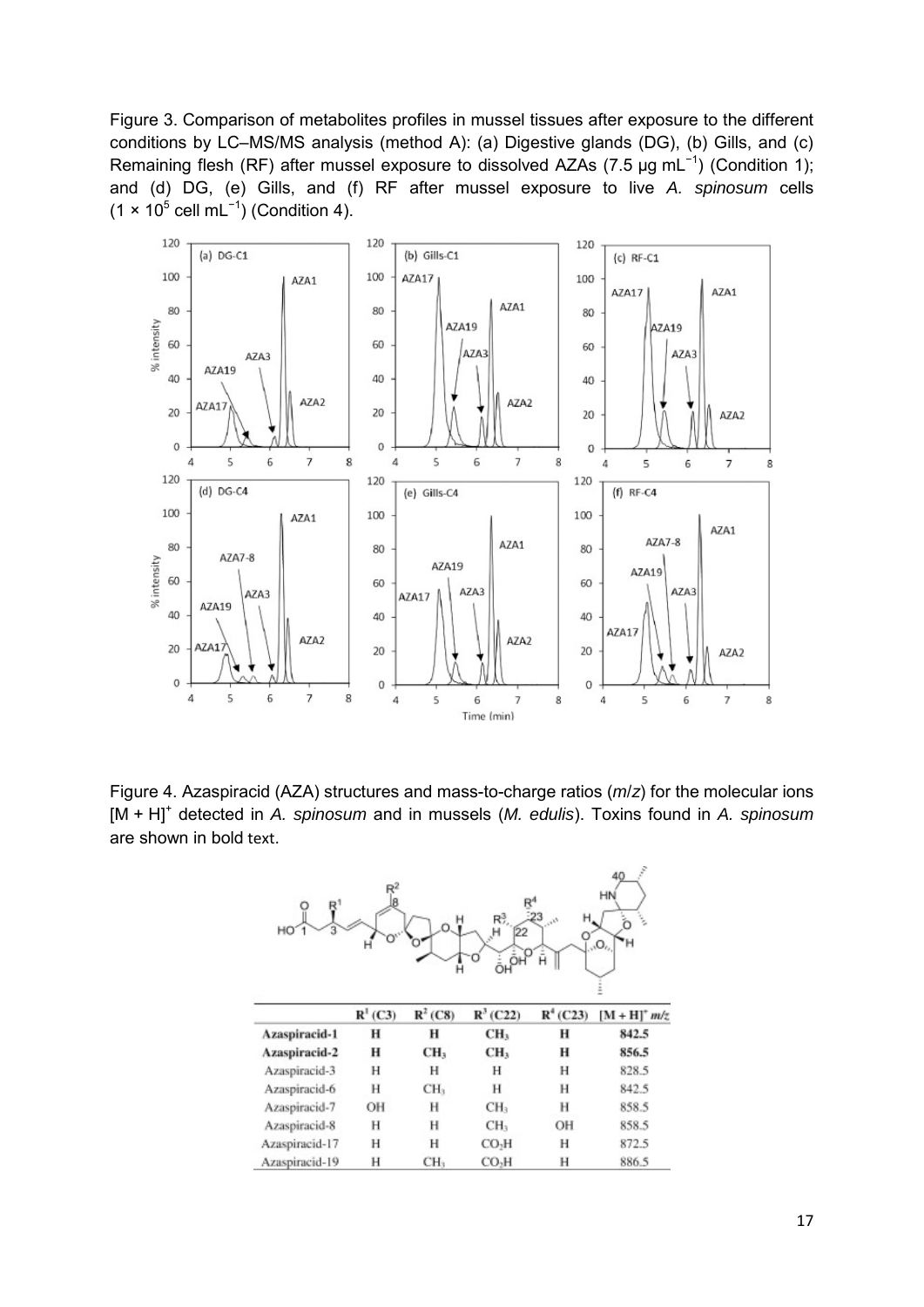Figure 3. Comparison of metabolites profiles in mussel tissues after exposure to the different conditions by LC–MS/MS analysis (method A): (a) Digestive glands (DG), (b) Gills, and (c) Remaining flesh (RF) after mussel exposure to dissolved AZAs (7.5 µg mL$^{-1}$) (Condition 1); and (d) DG, (e) Gills, and (f) RF after mussel exposure to live *A. spinosum* cells ($1 \times 10^5$ cell mL$^{-1}$) (Condition 4).

(a) DG-C1
(b) Gills-C1
(c) RF-C1
(d) DG-C4
(e) Gills-C4
(f) RF-C4

% intensity

AZA1
AZA2
AZA3
AZA17
AZA19
AZA7-8

0
20
40
60
80
100
120

4
5
6
7
8

Time (min)

Figure 4. Azaspiracid (AZA) structures and mass-to-charge ratios (*m*/*z*) for the molecular ions [M + H]$^+$ detected in *A. spinosum* and in mussels (*M. edulis*). Toxins found in *A. spinosum* are shown in bold text.

| | $R^1$ (C3) | $R^2$ (C8) | $R^3$ (C22) | $R^4$ (C23) | $[M + H]^+$ *m/z* |
|---|---|---|---|---|---|
| **Azaspiracid-1** | **H** | **H** | **$CH_3$** | **H** | **842.5** |
| **Azaspiracid-2** | **H** | **$CH_3$** | **$CH_3$** | **H** | **856.5** |
| Azaspiracid-3 | H | H | H | H | 828.5 |
| Azaspiracid-6 | H | $CH_3$ | H | H | 842.5 |
| Azaspiracid-7 | OH | H | $CH_3$ | H | 858.5 |
| Azaspiracid-8 | H | H | $CH_3$ | OH | 858.5 |
| Azaspiracid-17 | H | H | $CO_2H$ | H | 872.5 |
| Azaspiracid-19 | H | $CH_3$ | $CO_2H$ | H | 886.5 |